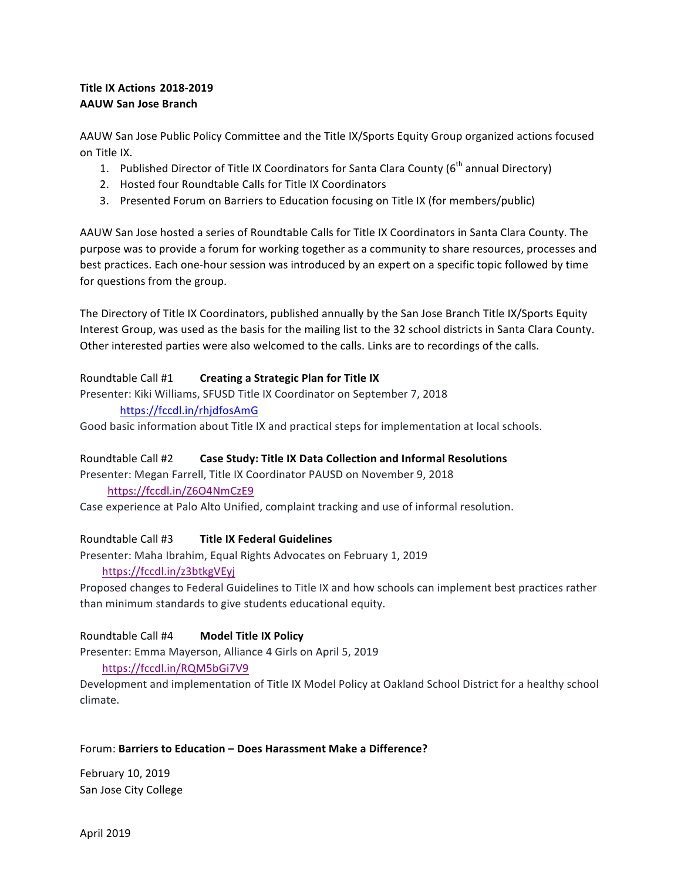**Title IX Actions 2018-2019**
**AAUW San Jose Branch**

AAUW San Jose Public Policy Committee and the Title IX/Sports Equity Group organized actions focused on Title IX.

1. Published Director of Title IX Coordinators for Santa Clara County (6th annual Directory)
2. Hosted four Roundtable Calls for Title IX Coordinators
3. Presented Forum on Barriers to Education focusing on Title IX (for members/public)

AAUW San Jose hosted a series of Roundtable Calls for Title IX Coordinators in Santa Clara County. The purpose was to provide a forum for working together as a community to share resources, processes and best practices. Each one-hour session was introduced by an expert on a specific topic followed by time for questions from the group.

The Directory of Title IX Coordinators, published annually by the San Jose Branch Title IX/Sports Equity Interest Group, was used as the basis for the mailing list to the 32 school districts in Santa Clara County. Other interested parties were also welcomed to the calls. Links are to recordings of the calls.

Roundtable Call #1 **Creating a Strategic Plan for Title IX**
Presenter: Kiki Williams, SFUSD Title IX Coordinator on September 7, 2018
https://fccdl.in/rhjdfosAmG
Good basic information about Title IX and practical steps for implementation at local schools.

Roundtable Call #2 **Case Study: Title IX Data Collection and Informal Resolutions**
Presenter: Megan Farrell, Title IX Coordinator PAUSD on November 9, 2018
https://fccdl.in/Z6O4NmCzE9
Case experience at Palo Alto Unified, complaint tracking and use of informal resolution.

Roundtable Call #3 **Title IX Federal Guidelines**
Presenter: Maha Ibrahim, Equal Rights Advocates on February 1, 2019
https://fccdl.in/z3btkgVEyj
Proposed changes to Federal Guidelines to Title IX and how schools can implement best practices rather than minimum standards to give students educational equity.

Roundtable Call #4 **Model Title IX Policy**
Presenter: Emma Mayerson, Alliance 4 Girls on April 5, 2019
https://fccdl.in/RQM5bGi7V9
Development and implementation of Title IX Model Policy at Oakland School District for a healthy school climate.

Forum: **Barriers to Education – Does Harassment Make a Difference?**

February 10, 2019
San Jose City College

April 2019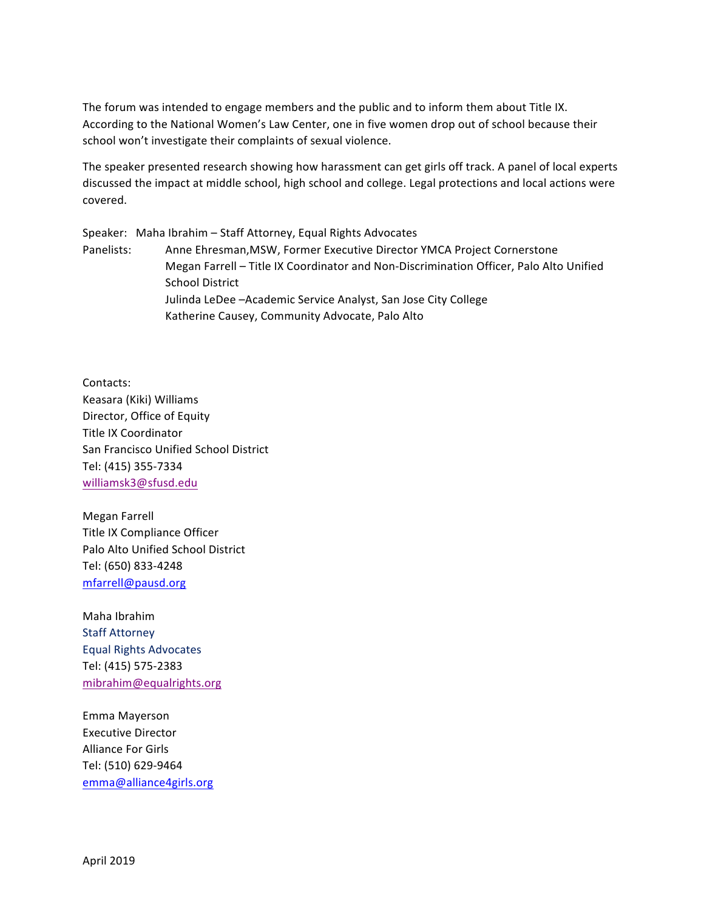The forum was intended to engage members and the public and to inform them about Title IX. According to the National Women's Law Center, one in five women drop out of school because their school won't investigate their complaints of sexual violence.

The speaker presented research showing how harassment can get girls off track. A panel of local experts discussed the impact at middle school, high school and college. Legal protections and local actions were covered.

Speaker: Maha Ibrahim – Staff Attorney, Equal Rights Advocates

Panelists:
- Anne Ehresman,MSW, Former Executive Director YMCA Project Cornerstone
- Megan Farrell – Title IX Coordinator and Non-Discrimination Officer, Palo Alto Unified School District
- Julinda LeDee –Academic Service Analyst, San Jose City College
- Katherine Causey, Community Advocate, Palo Alto

Contacts:

Keasara (Kiki) Williams
Director, Office of Equity
Title IX Coordinator
San Francisco Unified School District
Tel: (415) 355-7334
williamsk3@sfusd.edu

Megan Farrell
Title IX Compliance Officer
Palo Alto Unified School District
Tel: (650) 833-4248
mfarrell@pausd.org

Maha Ibrahim
Staff Attorney
Equal Rights Advocates
Tel: (415) 575-2383
mibrahim@equalrights.org

Emma Mayerson
Executive Director
Alliance For Girls
Tel: (510) 629-9464
emma@alliance4girls.org

April 2019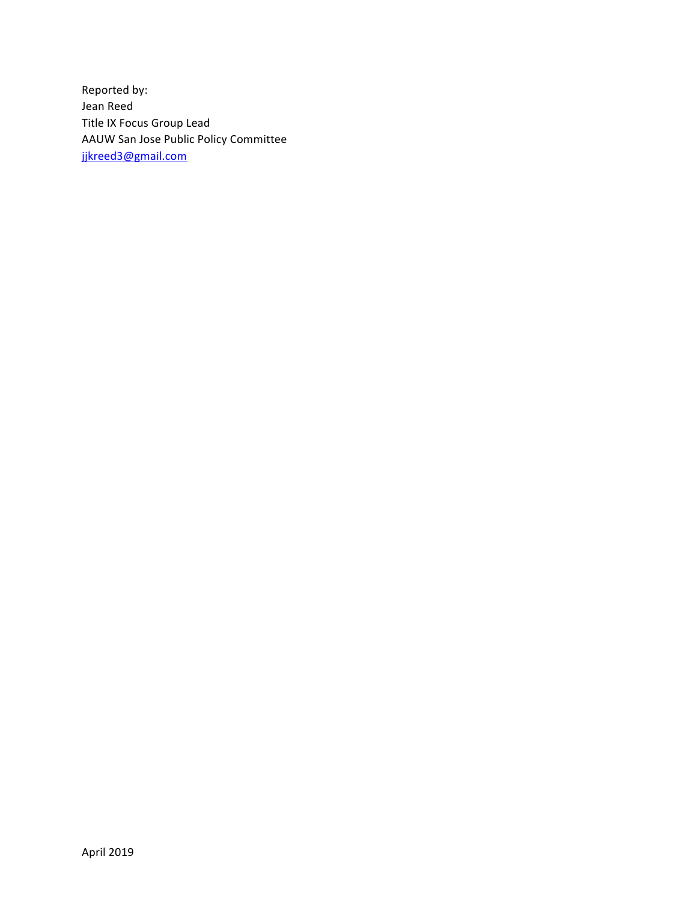Reported by:
Jean Reed
Title IX Focus Group Lead
AAUW San Jose Public Policy Committee
[jjkreed3@gmail.com](mailto:jjkreed3@gmail.com)

April 2019